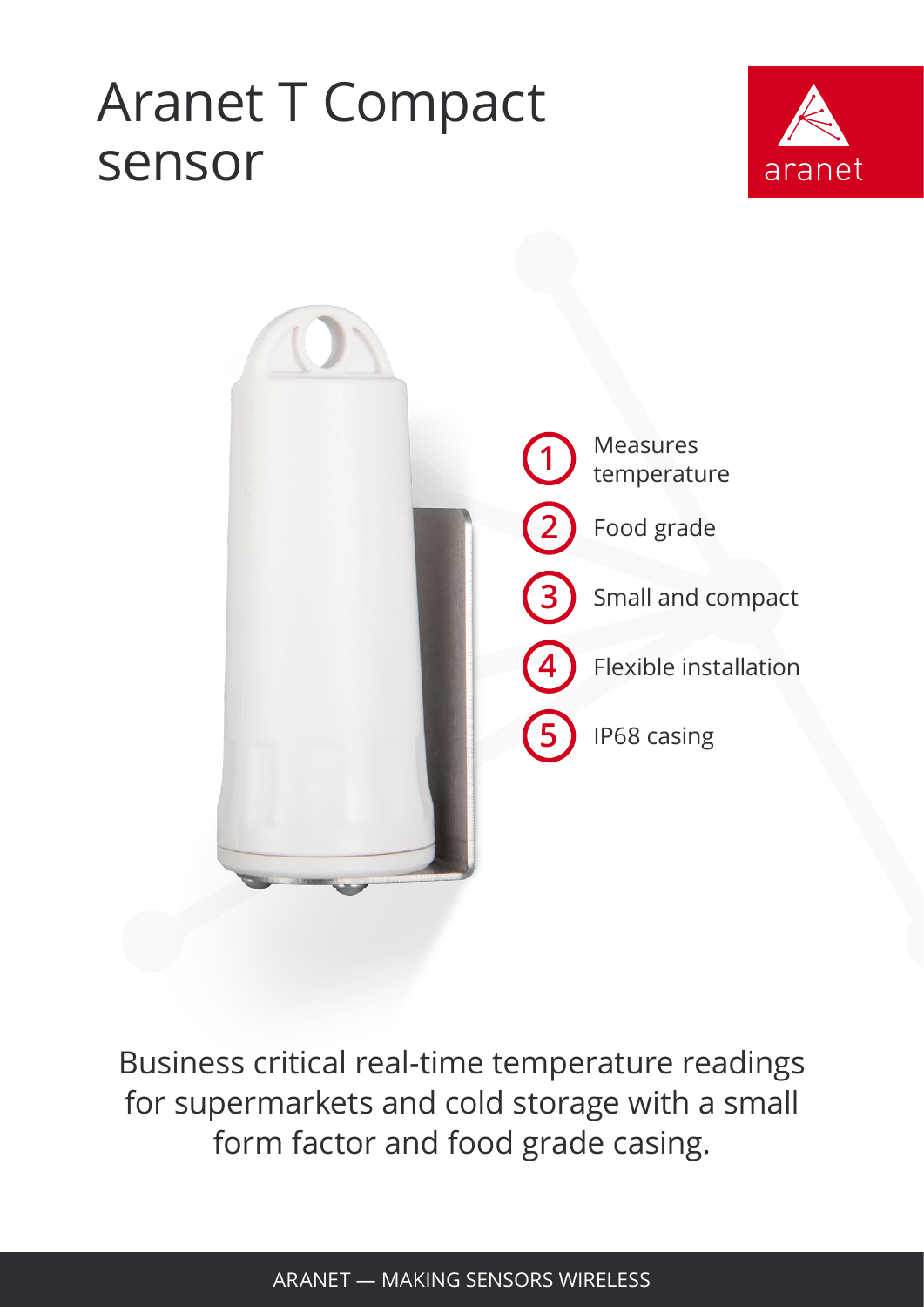# Aranet T Compact sensor

aranet

1. Measures temperature
2. Food grade
3. Small and compact
4. Flexible installation
5. IP68 casing

Business critical real-time temperature readings for supermarkets and cold storage with a small form factor and food grade casing.

ARANET — MAKING SENSORS WIRELESS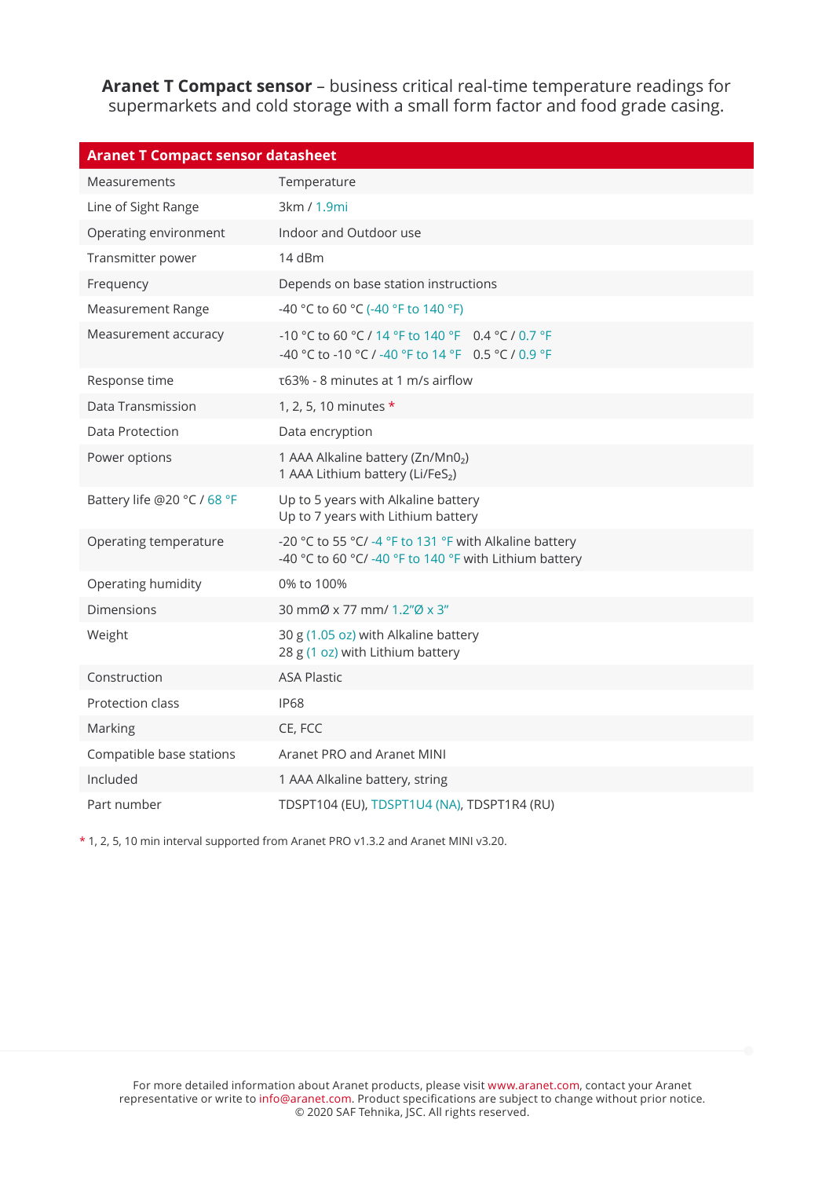**Aranet T Compact sensor** – business critical real-time temperature readings for supermarkets and cold storage with a small form factor and food grade casing.

| Aranet T Compact sensor datasheet | |
|---|---|
| Measurements | Temperature |
| Line of Sight Range | 3km / 1.9mi |
| Operating environment | Indoor and Outdoor use |
| Transmitter power | 14 dBm |
| Frequency | Depends on base station instructions |
| Measurement Range | -40 °C to 60 °C (-40 °F to 140 °F) |
| Measurement accuracy | -10 °C to 60 °C / 14 °F to 140 °F 0.4 °C / 0.7 °F<br>-40 °C to -10 °C / -40 °F to 14 °F 0.5 °C / 0.9 °F |
| Response time | τ63% - 8 minutes at 1 m/s airflow |
| Data Transmission | 1, 2, 5, 10 minutes * |
| Data Protection | Data encryption |
| Power options | 1 AAA Alkaline battery ($Zn/MnO_2$)<br>1 AAA Lithium battery ($Li/FeS_2$) |
| Battery life @20 °C / 68 °F | Up to 5 years with Alkaline battery<br>Up to 7 years with Lithium battery |
| Operating temperature | -20 °C to 55 °C/ -4 °F to 131 °F with Alkaline battery<br>-40 °C to 60 °C/ -40 °F to 140 °F with Lithium battery |
| Operating humidity | 0% to 100% |
| Dimensions | 30 mmØ x 77 mm/ 1.2"Ø x 3" |
| Weight | 30 g (1.05 oz) with Alkaline battery<br>28 g (1 oz) with Lithium battery |
| Construction | ASA Plastic |
| Protection class | IP68 |
| Marking | CE, FCC |
| Compatible base stations | Aranet PRO and Aranet MINI |
| Included | 1 AAA Alkaline battery, string |
| Part number | TDSPT104 (EU), TDSPT1U4 (NA), TDSPT1R4 (RU) |

* 1, 2, 5, 10 min interval supported from Aranet PRO v1.3.2 and Aranet MINI v3.20.

For more detailed information about Aranet products, please visit www.aranet.com, contact your Aranet representative or write to info@aranet.com. Product specifications are subject to change without prior notice.
© 2020 SAF Tehnika, JSC. All rights reserved.